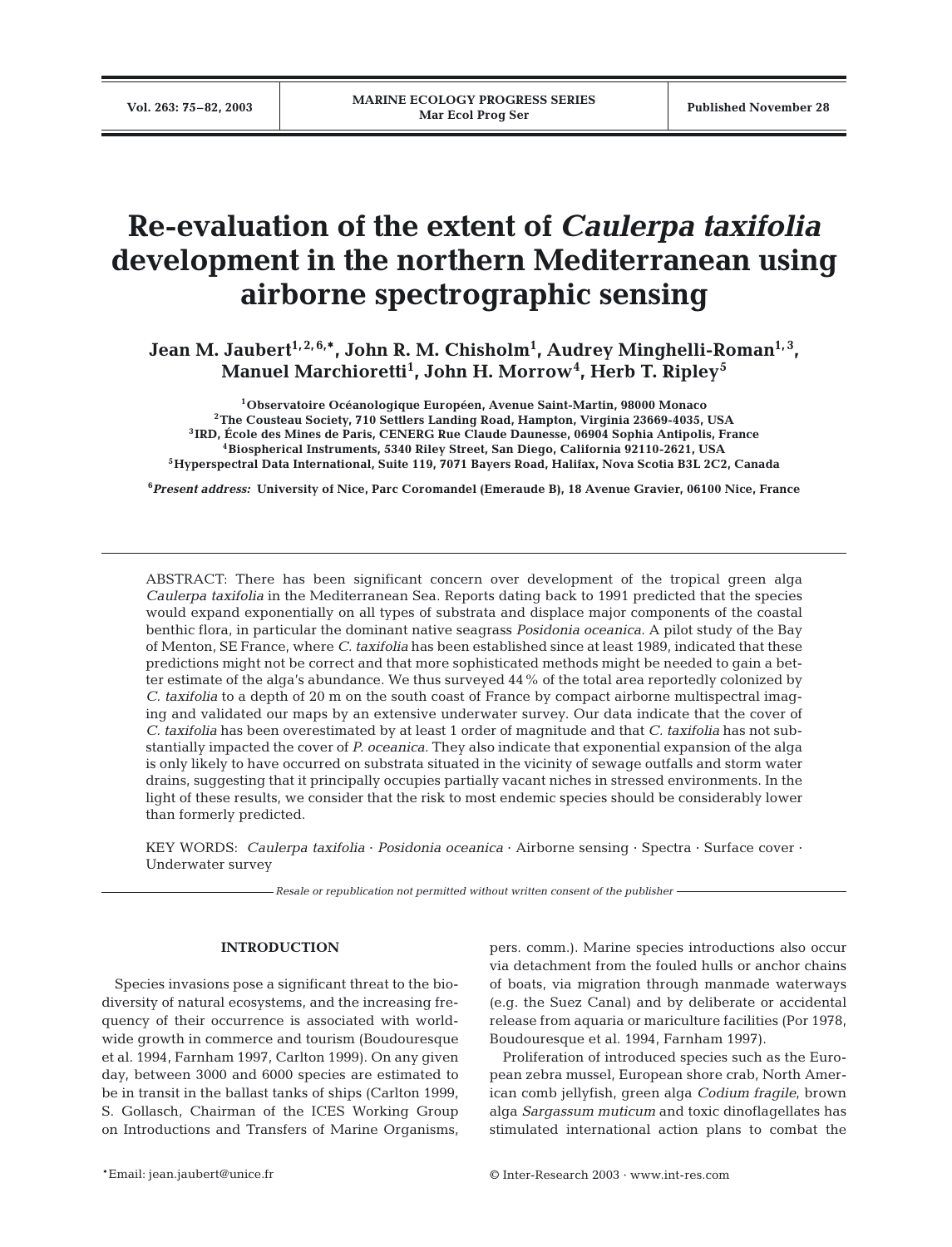# Re-evaluation of the extent of *Caulerpa taxifolia* development in the northern Mediterranean using airborne spectrographic sensing

**Jean M. Jaubert[1,2,6,*], John R. M. Chisholm[1], Audrey Minghelli-Roman[1,3], Manuel Marchioretti[1], John H. Morrow[4], Herb T. Ripley[5]**

[1] Observatoire Océanologique Européen, Avenue Saint-Martin, 98000 Monaco
[2] The Cousteau Society, 710 Settlers Landing Road, Hampton, Virginia 23669-4035, USA
[3] IRD, École des Mines de Paris, CENERG Rue Claude Daunesse, 06904 Sophia Antipolis, France
[4] Biospherical Instruments, 5340 Riley Street, San Diego, California 92110-2621, USA
[5] Hyperspectral Data International, Suite 119, 7071 Bayers Road, Halifax, Nova Scotia B3L 2C2, Canada

[6] *Present address:* University of Nice, Parc Coromandel (Emeraude B), 18 Avenue Gravier, 06100 Nice, France

ABSTRACT: There has been significant concern over development of the tropical green alga *Caulerpa taxifolia* in the Mediterranean Sea. Reports dating back to 1991 predicted that the species would expand exponentially on all types of substrata and displace major components of the coastal benthic flora, in particular the dominant native seagrass *Posidonia oceanica*. A pilot study of the Bay of Menton, SE France, where *C. taxifolia* has been established since at least 1989, indicated that these predictions might not be correct and that more sophisticated methods might be needed to gain a better estimate of the alga's abundance. We thus surveyed 44% of the total area reportedly colonized by *C. taxifolia* to a depth of 20 m on the south coast of France by compact airborne multispectral imaging and validated our maps by an extensive underwater survey. Our data indicate that the cover of *C. taxifolia* has been overestimated by at least 1 order of magnitude and that *C. taxifolia* has not substantially impacted the cover of *P. oceanica*. They also indicate that exponential expansion of the alga is only likely to have occurred on substrata situated in the vicinity of sewage outfalls and storm water drains, suggesting that it principally occupies partially vacant niches in stressed environments. In the light of these results, we consider that the risk to most endemic species should be considerably lower than formerly predicted.

KEY WORDS: *Caulerpa taxifolia* · *Posidonia oceanica* · Airborne sensing · Spectra · Surface cover · Underwater survey

*Resale or republication not permitted without written consent of the publisher*

## INTRODUCTION

Species invasions pose a significant threat to the biodiversity of natural ecosystems, and the increasing frequency of their occurrence is associated with worldwide growth in commerce and tourism (Boudouresque et al. 1994, Farnham 1997, Carlton 1999). On any given day, between 3000 and 6000 species are estimated to be in transit in the ballast tanks of ships (Carlton 1999, S. Gollasch, Chairman of the ICES Working Group on Introductions and Transfers of Marine Organisms, pers. comm.). Marine species introductions also occur via detachment from the fouled hulls or anchor chains of boats, via migration through manmade waterways (e.g. the Suez Canal) and by deliberate or accidental release from aquaria or mariculture facilities (Por 1978, Boudouresque et al. 1994, Farnham 1997).

Proliferation of introduced species such as the European zebra mussel, European shore crab, North American comb jellyfish, green alga *Codium fragile*, brown alga *Sargassum muticum* and toxic dinoflagellates has stimulated international action plans to combat the

*Email: jean.jaubert@unice.fr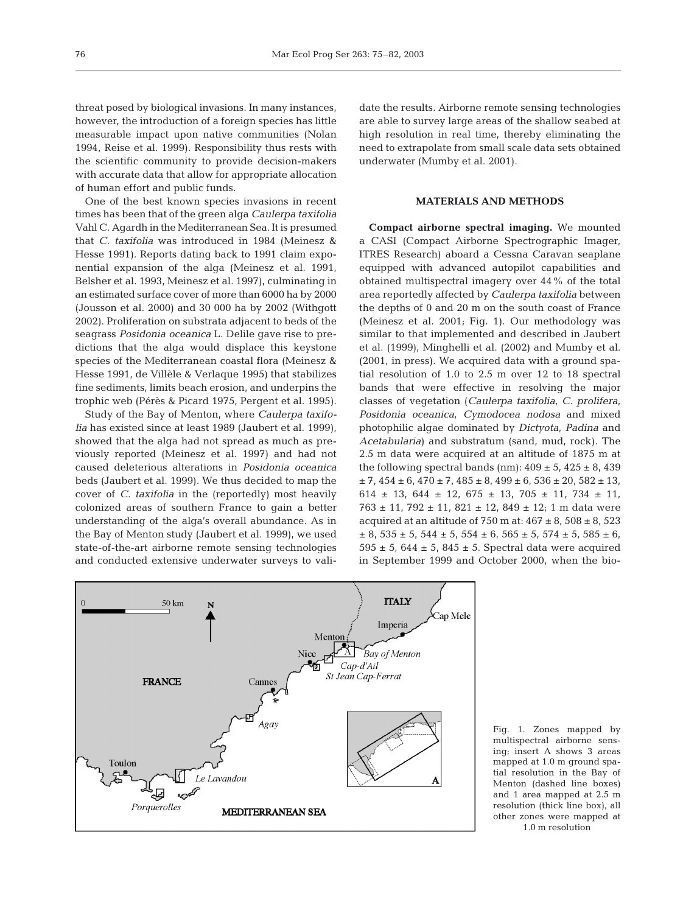threat posed by biological invasions. In many instances, however, the introduction of a foreign species has little measurable impact upon native communities (Nolan 1994, Reise et al. 1999). Responsibility thus rests with the scientific community to provide decision-makers with accurate data that allow for appropriate allocation of human effort and public funds.

One of the best known species invasions in recent times has been that of the green alga *Caulerpa taxifolia* Vahl C. Agardh in the Mediterranean Sea. It is presumed that *C. taxifolia* was introduced in 1984 (Meinesz & Hesse 1991). Reports dating back to 1991 claim exponential expansion of the alga (Meinesz et al. 1991, Belsher et al. 1993, Meinesz et al. 1997), culminating in an estimated surface cover of more than 6000 ha by 2000 (Jousson et al. 2000) and 30 000 ha by 2002 (Withgott 2002). Proliferation on substrata adjacent to beds of the seagrass *Posidonia oceanica* L. Delile gave rise to predictions that the alga would displace this keystone species of the Mediterranean coastal flora (Meinesz & Hesse 1991, de Villèle & Verlaque 1995) that stabilizes fine sediments, limits beach erosion, and underpins the trophic web (Pérès & Picard 1975, Pergent et al. 1995).

Study of the Bay of Menton, where *Caulerpa taxifolia* has existed since at least 1989 (Jaubert et al. 1999), showed that the alga had not spread as much as previously reported (Meinesz et al. 1997) and had not caused deleterious alterations in *Posidonia oceanica* beds (Jaubert et al. 1999). We thus decided to map the cover of *C. taxifolia* in the (reportedly) most heavily colonized areas of southern France to gain a better understanding of the alga's overall abundance. As in the Bay of Menton study (Jaubert et al. 1999), we used state-of-the-art airborne remote sensing technologies and conducted extensive underwater surveys to validate the results. Airborne remote sensing technologies are able to survey large areas of the shallow seabed at high resolution in real time, thereby eliminating the need to extrapolate from small scale data sets obtained underwater (Mumby et al. 2001).

## MATERIALS AND METHODS

**Compact airborne spectral imaging.** We mounted a CASI (Compact Airborne Spectrographic Imager, ITRES Research) aboard a Cessna Caravan seaplane equipped with advanced autopilot capabilities and obtained multispectral imagery over 44% of the total area reportedly affected by *Caulerpa taxifolia* between the depths of 0 and 20 m on the south coast of France (Meinesz et al. 2001; Fig. 1). Our methodology was similar to that implemented and described in Jaubert et al. (1999), Minghelli et al. (2002) and Mumby et al. (2001, in press). We acquired data with a ground spatial resolution of 1.0 to 2.5 m over 12 to 18 spectral bands that were effective in resolving the major classes of vegetation (*Caulerpa taxifolia*, *C. prolifera*, *Posidonia oceanica*, *Cymodocea nodosa* and mixed photophilic algae dominated by *Dictyota*, *Padina* and *Acetabularia*) and substratum (sand, mud, rock). The 2.5 m data were acquired at an altitude of 1875 m at the following spectral bands (nm): $409 \pm 5$, $425 \pm 8$, $439 \pm 7$, $454 \pm 6$, $470 \pm 7$, $485 \pm 8$, $499 \pm 6$, $536 \pm 20$, $582 \pm 13$, $614 \pm 13$, $644 \pm 12$, $675 \pm 13$, $705 \pm 11$, $734 \pm 11$, $763 \pm 11$, $792 \pm 11$, $821 \pm 12$, $849 \pm 12$; 1 m data were acquired at an altitude of 750 m at: $467 \pm 8$, $508 \pm 8$, $523 \pm 8$, $535 \pm 5$, $544 \pm 5$, $554 \pm 6$, $565 \pm 5$, $574 \pm 5$, $585 \pm 6$, $595 \pm 5$, $644 \pm 5$, $845 \pm 5$. Spectral data were acquired in September 1999 and October 2000, when the bio-

Fig. 1. Zones mapped by multispectral airborne sensing; insert A shows 3 areas mapped at 1.0 m ground spatial resolution in the Bay of Menton (dashed line boxes) and 1 area mapped at 2.5 m resolution (thick line box), all other zones were mapped at 1.0 m resolution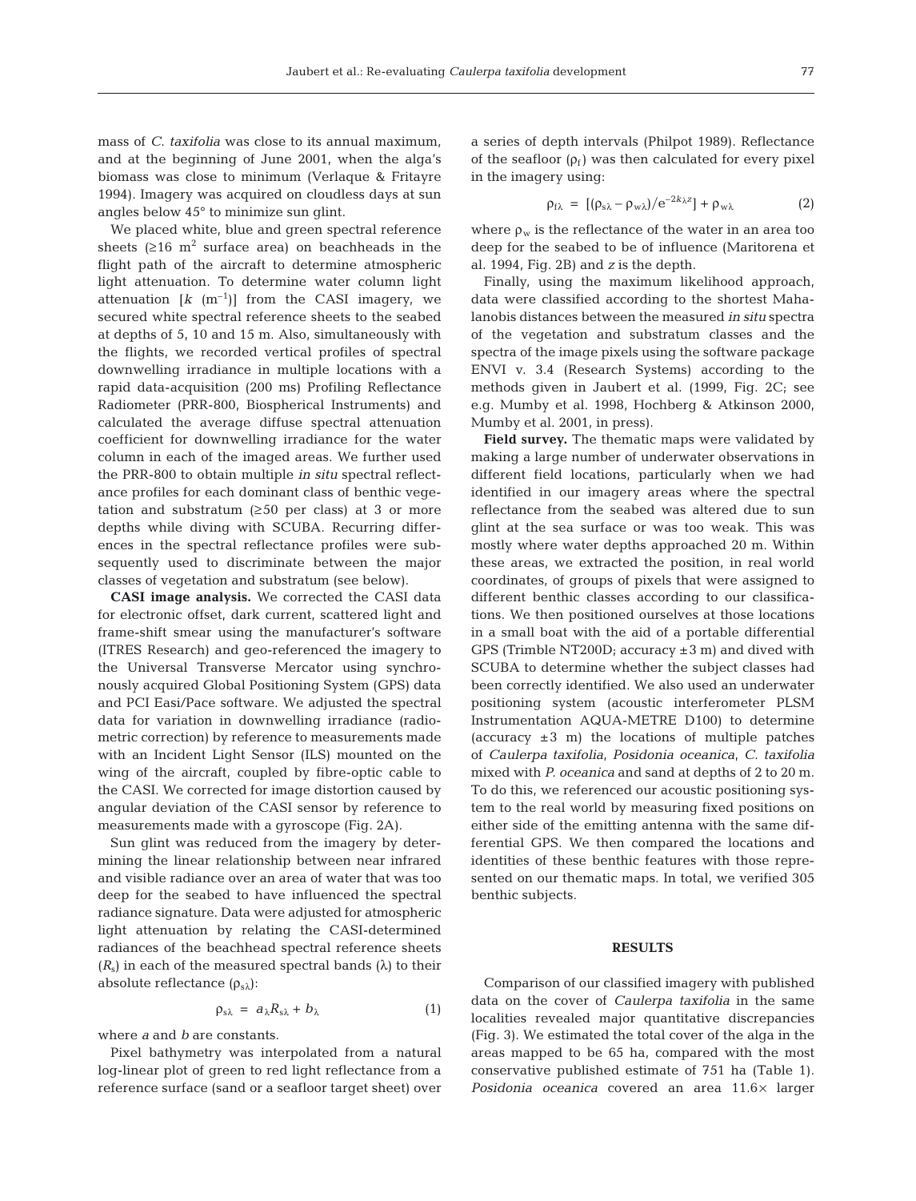mass of *C. taxifolia* was close to its annual maximum, and at the beginning of June 2001, when the alga's biomass was close to minimum (Verlaque & Fritayre 1994). Imagery was acquired on cloudless days at sun angles below 45° to minimize sun glint.

We placed white, blue and green spectral reference sheets (≥16 $m^2$ surface area) on beachheads in the flight path of the aircraft to determine atmospheric light attenuation. To determine water column light attenuation [$k$ ($m^{-1}$)] from the CASI imagery, we secured white spectral reference sheets to the seabed at depths of 5, 10 and 15 m. Also, simultaneously with the flights, we recorded vertical profiles of spectral downwelling irradiance in multiple locations with a rapid data-acquisition (200 ms) Profiling Reflectance Radiometer (PRR-800, Biospherical Instruments) and calculated the average diffuse spectral attenuation coefficient for downwelling irradiance for the water column in each of the imaged areas. We further used the PRR-800 to obtain multiple *in situ* spectral reflectance profiles for each dominant class of benthic vegetation and substratum (≥50 per class) at 3 or more depths while diving with SCUBA. Recurring differences in the spectral reflectance profiles were subsequently used to discriminate between the major classes of vegetation and substratum (see below).

**CASI image analysis.** We corrected the CASI data for electronic offset, dark current, scattered light and frame-shift smear using the manufacturer's software (ITRES Research) and geo-referenced the imagery to the Universal Transverse Mercator using synchronously acquired Global Positioning System (GPS) data and PCI Easi/Pace software. We adjusted the spectral data for variation in downwelling irradiance (radiometric correction) by reference to measurements made with an Incident Light Sensor (ILS) mounted on the wing of the aircraft, coupled by fibre-optic cable to the CASI. We corrected for image distortion caused by angular deviation of the CASI sensor by reference to measurements made with a gyroscope (Fig. 2A).

Sun glint was reduced from the imagery by determining the linear relationship between near infrared and visible radiance over an area of water that was too deep for the seabed to have influenced the spectral radiance signature. Data were adjusted for atmospheric light attenuation by relating the CASI-determined radiances of the beachhead spectral reference sheets ($R_s$) in each of the measured spectral bands ($\lambda$) to their absolute reflectance ($\rho_{s\lambda}$):

$$\rho_{s\lambda} = a_{\lambda}R_{s\lambda} + b_{\lambda} \quad (1)$$

where $a$ and $b$ are constants.

Pixel bathymetry was interpolated from a natural log-linear plot of green to red light reflectance from a reference surface (sand or a seafloor target sheet) over a series of depth intervals (Philpot 1989). Reflectance of the seafloor ($\rho_f$) was then calculated for every pixel in the imagery using:

$$\rho_{f\lambda} = [(\rho_{s\lambda} - \rho_{w\lambda})/e^{-2k_{\lambda}z}] + \rho_{w\lambda} \quad (2)$$

where $\rho_w$ is the reflectance of the water in an area too deep for the seabed to be of influence (Maritorena et al. 1994, Fig. 2B) and $z$ is the depth.

Finally, using the maximum likelihood approach, data were classified according to the shortest Mahalanobis distances between the measured *in situ* spectra of the vegetation and substratum classes and the spectra of the image pixels using the software package ENVI v. 3.4 (Research Systems) according to the methods given in Jaubert et al. (1999, Fig. 2C; see e.g. Mumby et al. 1998, Hochberg & Atkinson 2000, Mumby et al. 2001, in press).

**Field survey.** The thematic maps were validated by making a large number of underwater observations in different field locations, particularly when we had identified in our imagery areas where the spectral reflectance from the seabed was altered due to sun glint at the sea surface or was too weak. This was mostly where water depths approached 20 m. Within these areas, we extracted the position, in real world coordinates, of groups of pixels that were assigned to different benthic classes according to our classifications. We then positioned ourselves at those locations in a small boat with the aid of a portable differential GPS (Trimble NT200D; accuracy ±3 m) and dived with SCUBA to determine whether the subject classes had been correctly identified. We also used an underwater positioning system (acoustic interferometer PLSM Instrumentation AQUA-METRE D100) to determine (accuracy ±3 m) the locations of multiple patches of *Caulerpa taxifolia*, *Posidonia oceanica*, *C. taxifolia* mixed with *P. oceanica* and sand at depths of 2 to 20 m. To do this, we referenced our acoustic positioning system to the real world by measuring fixed positions on either side of the emitting antenna with the same differential GPS. We then compared the locations and identities of these benthic features with those represented on our thematic maps. In total, we verified 305 benthic subjects.

## RESULTS

Comparison of our classified imagery with published data on the cover of *Caulerpa taxifolia* in the same localities revealed major quantitative discrepancies (Fig. 3). We estimated the total cover of the alga in the areas mapped to be 65 ha, compared with the most conservative published estimate of 751 ha (Table 1). *Posidonia oceanica* covered an area 11.6× larger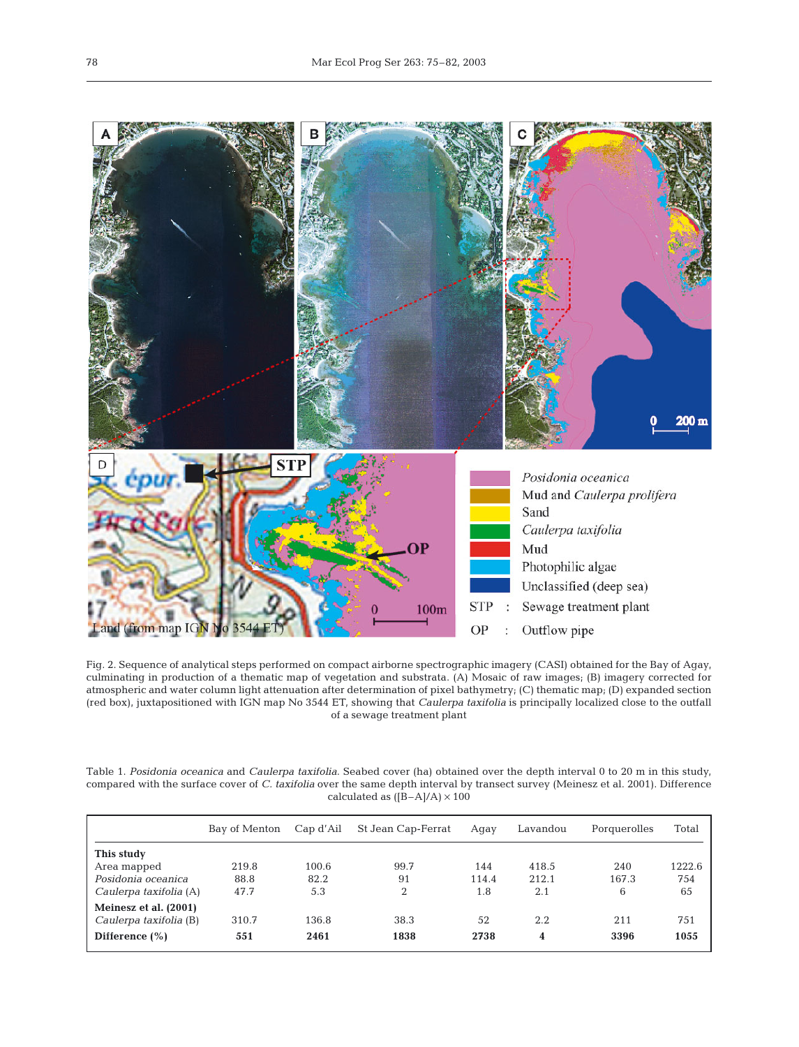Fig. 2. Sequence of analytical steps performed on compact airborne spectrographic imagery (CASI) obtained for the Bay of Agay, culminating in production of a thematic map of vegetation and substrata. (A) Mosaic of raw images; (B) imagery corrected for atmospheric and water column light attenuation after determination of pixel bathymetry; (C) thematic map; (D) expanded section (red box), juxtapositioned with IGN map No 3544 ET, showing that *Caulerpa taxifolia* is principally localized close to the outfall of a sewage treatment plant

Table 1. *Posidonia oceanica* and *Caulerpa taxifolia*. Seabed cover (ha) obtained over the depth interval 0 to 20 m in this study, compared with the surface cover of *C. taxifolia* over the same depth interval by transect survey (Meinesz et al. 2001). Difference calculated as $([B-A]/A) \times 100$

| | Bay of Menton | Cap d'Ail | St Jean Cap-Ferrat | Agay | Lavandou | Porquerolles | Total |
|---|---|---|---|---|---|---|---|
| **This study** | | | | | | | |
| Area mapped | 219.8 | 100.6 | 99.7 | 144 | 418.5 | 240 | 1222.6 |
| *Posidonia oceanica* | 88.8 | 82.2 | 91 | 114.4 | 212.1 | 167.3 | 754 |
| *Caulerpa taxifolia* (A) | 47.7 | 5.3 | 2 | 1.8 | 2.1 | 6 | 65 |
| **Meinesz et al. (2001)** | | | | | | | |
| *Caulerpa taxifolia* (B) | 310.7 | 136.8 | 38.3 | 52 | 2.2 | 211 | 751 |
| **Difference (%)** | **551** | **2461** | **1838** | **2738** | **4** | **3396** | **1055** |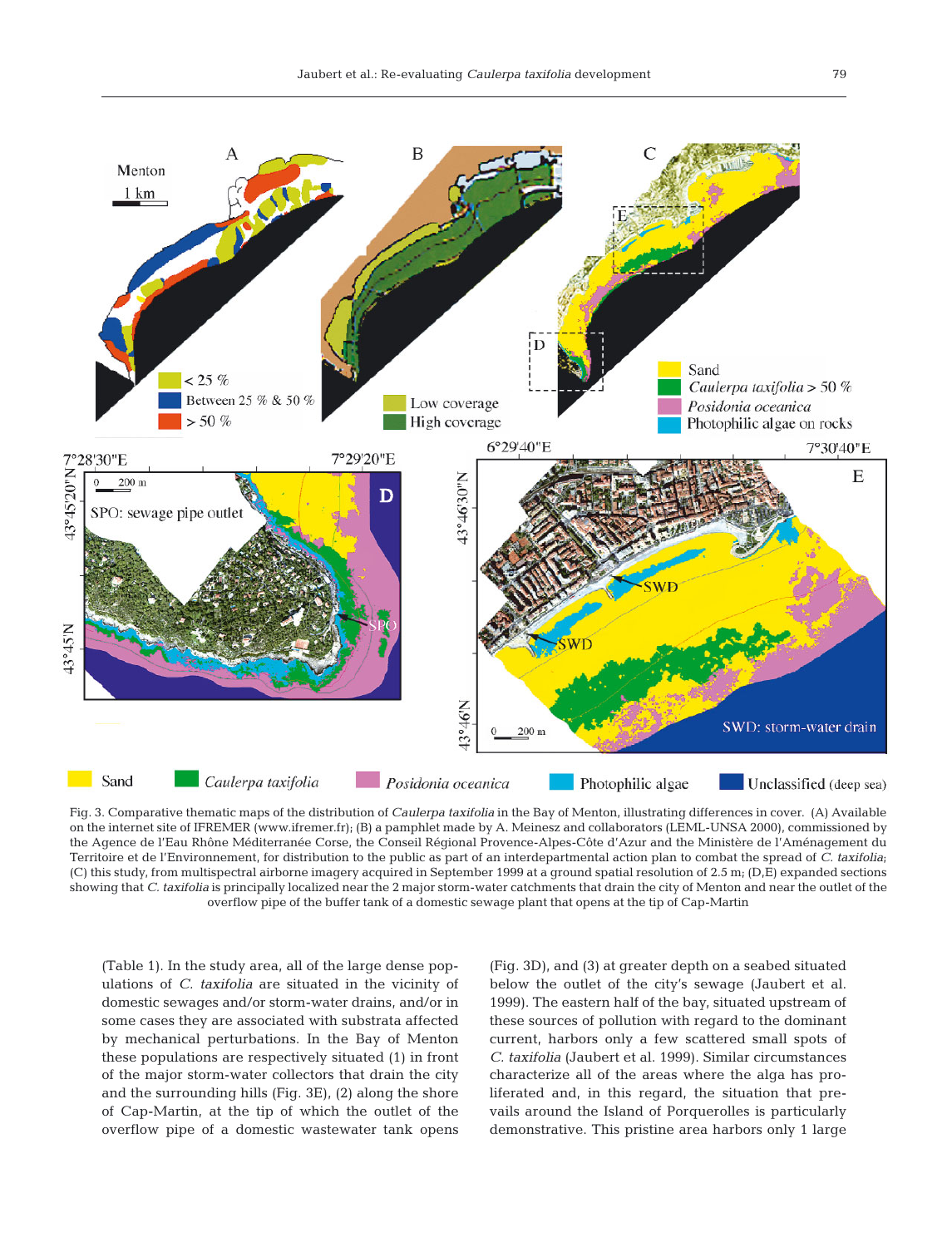Fig. 3. Comparative thematic maps of the distribution of *Caulerpa taxifolia* in the Bay of Menton, illustrating differences in cover. (A) Available on the internet site of IFREMER (www.ifremer.fr); (B) a pamphlet made by A. Meinesz and collaborators (LEML-UNSA 2000), commissioned by the Agence de l'Eau Rhône Méditerranée Corse, the Conseil Régional Provence-Alpes-Côte d'Azur and the Ministère de l'Aménagement du Territoire et de l'Environnement, for distribution to the public as part of an interdepartmental action plan to combat the spread of *C. taxifolia*; (C) this study, from multispectral airborne imagery acquired in September 1999 at a ground spatial resolution of 2.5 m; (D,E) expanded sections showing that *C. taxifolia* is principally localized near the 2 major storm-water catchments that drain the city of Menton and near the outlet of the overflow pipe of the buffer tank of a domestic sewage plant that opens at the tip of Cap-Martin

(Table 1). In the study area, all of the large dense populations of *C. taxifolia* are situated in the vicinity of domestic sewages and/or storm-water drains, and/or in some cases they are associated with substrata affected by mechanical perturbations. In the Bay of Menton these populations are respectively situated (1) in front of the major storm-water collectors that drain the city and the surrounding hills (Fig. 3E), (2) along the shore of Cap-Martin, at the tip of which the outlet of the overflow pipe of a domestic wastewater tank opens (Fig. 3D), and (3) at greater depth on a seabed situated below the outlet of the city's sewage (Jaubert et al. 1999). The eastern half of the bay, situated upstream of these sources of pollution with regard to the dominant current, harbors only a few scattered small spots of *C. taxifolia* (Jaubert et al. 1999). Similar circumstances characterize all of the areas where the alga has proliferated and, in this regard, the situation that prevails around the Island of Porquerolles is particularly demonstrative. This pristine area harbors only 1 large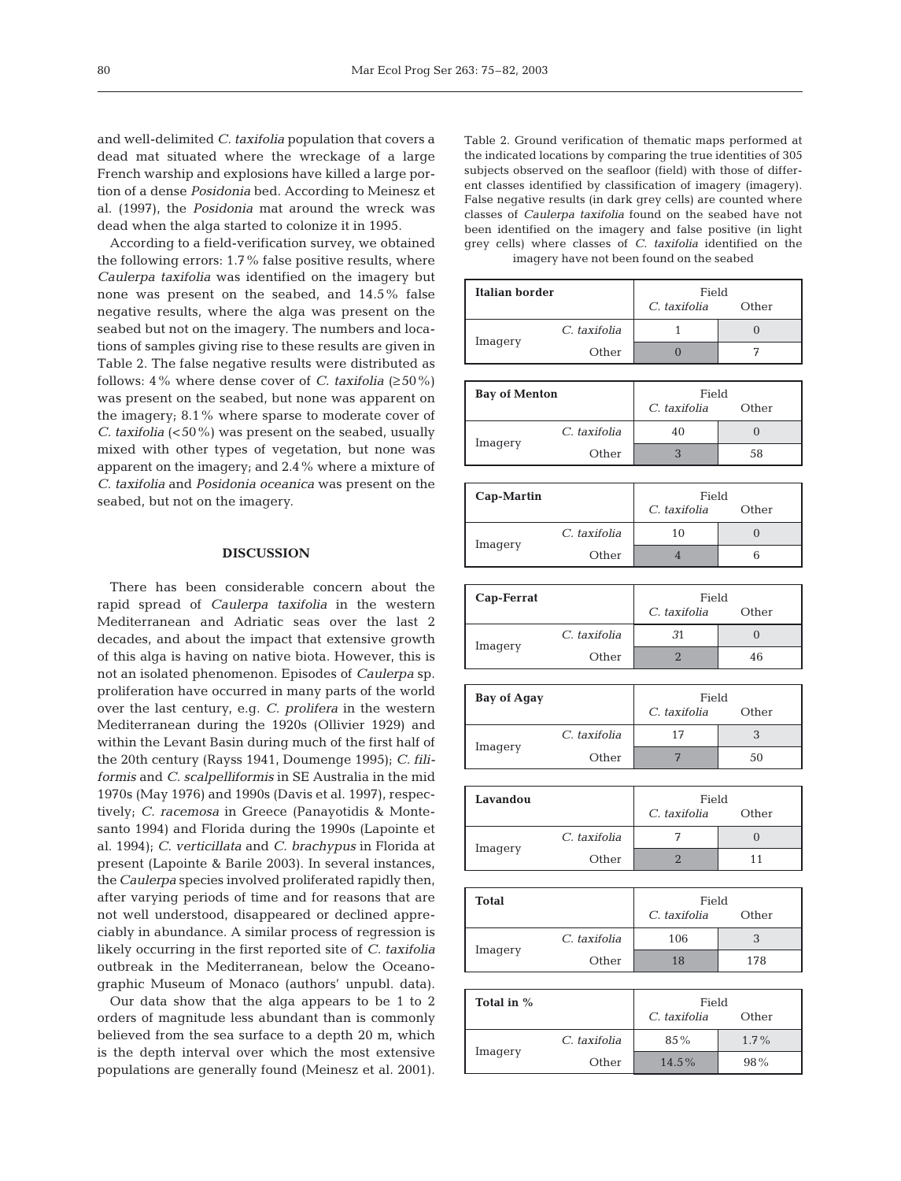and well-delimited *C. taxifolia* population that covers a dead mat situated where the wreckage of a large French warship and explosions have killed a large portion of a dense *Posidonia* bed. According to Meinesz et al. (1997), the *Posidonia* mat around the wreck was dead when the alga started to colonize it in 1995.

According to a field-verification survey, we obtained the following errors: 1.7% false positive results, where *Caulerpa taxifolia* was identified on the imagery but none was present on the seabed, and 14.5% false negative results, where the alga was present on the seabed but not on the imagery. The numbers and locations of samples giving rise to these results are given in Table 2. The false negative results were distributed as follows: 4% where dense cover of *C. taxifolia* (≥50%) was present on the seabed, but none was apparent on the imagery; 8.1% where sparse to moderate cover of *C. taxifolia* (<50%) was present on the seabed, usually mixed with other types of vegetation, but none was apparent on the imagery; and 2.4% where a mixture of *C. taxifolia* and *Posidonia oceanica* was present on the seabed, but not on the imagery.

## DISCUSSION

There has been considerable concern about the rapid spread of *Caulerpa taxifolia* in the western Mediterranean and Adriatic seas over the last 2 decades, and about the impact that extensive growth of this alga is having on native biota. However, this is not an isolated phenomenon. Episodes of *Caulerpa* sp. proliferation have occurred in many parts of the world over the last century, e.g. *C. prolifera* in the western Mediterranean during the 1920s (Ollivier 1929) and within the Levant Basin during much of the first half of the 20th century (Rayss 1941, Doumenge 1995); *C. filiformis* and *C. scalpelliformis* in SE Australia in the mid 1970s (May 1976) and 1990s (Davis et al. 1997), respectively; *C. racemosa* in Greece (Panayotidis & Montesanto 1994) and Florida during the 1990s (Lapointe et al. 1994); *C. verticillata* and *C. brachypus* in Florida at present (Lapointe & Barile 2003). In several instances, the *Caulerpa* species involved proliferated rapidly then, after varying periods of time and for reasons that are not well understood, disappeared or declined appreciably in abundance. A similar process of regression is likely occurring in the first reported site of *C. taxifolia* outbreak in the Mediterranean, below the Oceanographic Museum of Monaco (authors' unpubl. data).

Our data show that the alga appears to be 1 to 2 orders of magnitude less abundant than is commonly believed from the sea surface to a depth 20 m, which is the depth interval over which the most extensive populations are generally found (Meinesz et al. 2001).

Table 2. Ground verification of thematic maps performed at the indicated locations by comparing the true identities of 305 subjects observed on the seafloor (field) with those of different classes identified by classification of imagery (imagery). False negative results (in dark grey cells) are counted where classes of *Caulerpa taxifolia* found on the seabed have not been identified on the imagery and false positive (in light grey cells) where classes of *C. taxifolia* identified on the imagery have not been found on the seabed

| **Italian border** | | Field: *C. taxifolia* | Field: Other |
|---|---|---|---|
| Imagery | *C. taxifolia* | 1 | 0 |
| | Other | 0 | 7 |

| **Bay of Menton** | | Field: *C. taxifolia* | Field: Other |
|---|---|---|---|
| Imagery | *C. taxifolia* | 40 | 0 |
| | Other | 3 | 58 |

| **Cap-Martin** | | Field: *C. taxifolia* | Field: Other |
|---|---|---|---|
| Imagery | *C. taxifolia* | 10 | 0 |
| | Other | 4 | 6 |

| **Cap-Ferrat** | | Field: *C. taxifolia* | Field: Other |
|---|---|---|---|
| Imagery | *C. taxifolia* | 31 | 0 |
| | Other | 2 | 46 |

| **Bay of Agay** | | Field: *C. taxifolia* | Field: Other |
|---|---|---|---|
| Imagery | *C. taxifolia* | 17 | 3 |
| | Other | 7 | 50 |

| **Lavandou** | | Field: *C. taxifolia* | Field: Other |
|---|---|---|---|
| Imagery | *C. taxifolia* | 7 | 0 |
| | Other | 2 | 11 |

| **Total** | | Field: *C. taxifolia* | Field: Other |
|---|---|---|---|
| Imagery | *C. taxifolia* | 106 | 3 |
| | Other | 18 | 178 |

| **Total in %** | | Field: *C. taxifolia* | Field: Other |
|---|---|---|---|
| Imagery | *C. taxifolia* | 85% | 1.7% |
| | Other | 14.5% | 98% |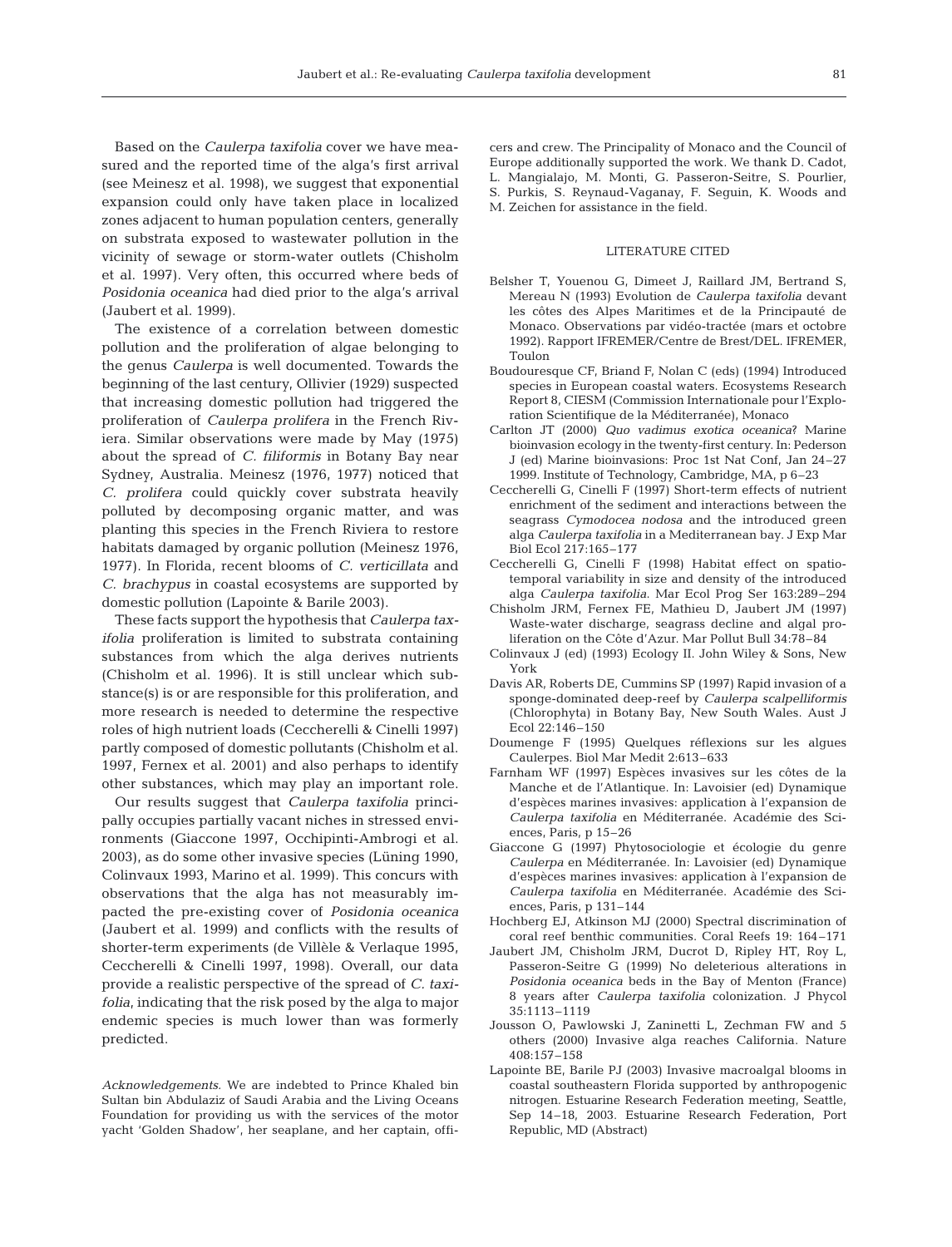Based on the *Caulerpa taxifolia* cover we have measured and the reported time of the alga's first arrival (see Meinesz et al. 1998), we suggest that exponential expansion could only have taken place in localized zones adjacent to human population centers, generally on substrata exposed to wastewater pollution in the vicinity of sewage or storm-water outlets (Chisholm et al. 1997). Very often, this occurred where beds of *Posidonia oceanica* had died prior to the alga's arrival (Jaubert et al. 1999).

The existence of a correlation between domestic pollution and the proliferation of algae belonging to the genus *Caulerpa* is well documented. Towards the beginning of the last century, Ollivier (1929) suspected that increasing domestic pollution had triggered the proliferation of *Caulerpa prolifera* in the French Riviera. Similar observations were made by May (1975) about the spread of *C. filiformis* in Botany Bay near Sydney, Australia. Meinesz (1976, 1977) noticed that *C. prolifera* could quickly cover substrata heavily polluted by decomposing organic matter, and was planting this species in the French Riviera to restore habitats damaged by organic pollution (Meinesz 1976, 1977). In Florida, recent blooms of *C. verticillata* and *C. brachypus* in coastal ecosystems are supported by domestic pollution (Lapointe & Barile 2003).

These facts support the hypothesis that *Caulerpa taxifolia* proliferation is limited to substrata containing substances from which the alga derives nutrients (Chisholm et al. 1996). It is still unclear which substance(s) is or are responsible for this proliferation, and more research is needed to determine the respective roles of high nutrient loads (Ceccherelli & Cinelli 1997) partly composed of domestic pollutants (Chisholm et al. 1997, Fernex et al. 2001) and also perhaps to identify other substances, which may play an important role.

Our results suggest that *Caulerpa taxifolia* principally occupies partially vacant niches in stressed environments (Giaccone 1997, Occhipinti-Ambrogi et al. 2003), as do some other invasive species (Lüning 1990, Colinvaux 1993, Marino et al. 1999). This concurs with observations that the alga has not measurably impacted the pre-existing cover of *Posidonia oceanica* (Jaubert et al. 1999) and conflicts with the results of shorter-term experiments (de Villèle & Verlaque 1995, Ceccherelli & Cinelli 1997, 1998). Overall, our data provide a realistic perspective of the spread of *C. taxifolia*, indicating that the risk posed by the alga to major endemic species is much lower than was formerly predicted.

*Acknowledgements.* We are indebted to Prince Khaled bin Sultan bin Abdulaziz of Saudi Arabia and the Living Oceans Foundation for providing us with the services of the motor yacht 'Golden Shadow', her seaplane, and her captain, officers and crew. The Principality of Monaco and the Council of Europe additionally supported the work. We thank D. Cadot, L. Mangialajo, M. Monti, G. Passeron-Seitre, S. Pourlier, S. Purkis, S. Reynaud-Vaganay, F. Seguin, K. Woods and M. Zeichen for assistance in the field.

## LITERATURE CITED

Belsher T, Youenou G, Dimeet J, Raillard JM, Bertrand S, Mereau N (1993) Evolution de *Caulerpa taxifolia* devant les côtes des Alpes Maritimes et de la Principauté de Monaco. Observations par vidéo-tractée (mars et octobre 1992). Rapport IFREMER/Centre de Brest/DEL. IFREMER, Toulon

Boudouresque CF, Briand F, Nolan C (eds) (1994) Introduced species in European coastal waters. Ecosystems Research Report 8, CIESM (Commission Internationale pour l'Exploration Scientifique de la Méditerranée), Monaco

Carlton JT (2000) *Quo vadimus exotica oceanica*? Marine bioinvasion ecology in the twenty-first century. In: Pederson J (ed) Marine bioinvasions: Proc 1st Nat Conf, Jan 24–27 1999. Institute of Technology, Cambridge, MA, p 6–23

Ceccherelli G, Cinelli F (1997) Short-term effects of nutrient enrichment of the sediment and interactions between the seagrass *Cymodocea nodosa* and the introduced green alga *Caulerpa taxifolia* in a Mediterranean bay. J Exp Mar Biol Ecol 217:165–177

Ceccherelli G, Cinelli F (1998) Habitat effect on spatio-temporal variability in size and density of the introduced alga *Caulerpa taxifolia*. Mar Ecol Prog Ser 163:289–294

Chisholm JRM, Fernex FE, Mathieu D, Jaubert JM (1997) Waste-water discharge, seagrass decline and algal proliferation on the Côte d'Azur. Mar Pollut Bull 34:78–84

Colinvaux J (ed) (1993) Ecology II. John Wiley & Sons, New York

Davis AR, Roberts DE, Cummins SP (1997) Rapid invasion of a sponge-dominated deep-reef by *Caulerpa scalpelliformis* (Chlorophyta) in Botany Bay, New South Wales. Aust J Ecol 22:146–150

Doumenge F (1995) Quelques réflexions sur les algues Caulerpes. Biol Mar Medit 2:613–633

Farnham WF (1997) Espèces invasives sur les côtes de la Manche et de l'Atlantique. In: Lavoisier (ed) Dynamique d'espèces marines invasives: application à l'expansion de *Caulerpa taxifolia* en Méditerranée. Académie des Sciences, Paris, p 15–26

Giaccone G (1997) Phytosociologie et écologie du genre *Caulerpa* en Méditerranée. In: Lavoisier (ed) Dynamique d'espèces marines invasives: application à l'expansion de *Caulerpa taxifolia* en Méditerranée. Académie des Sciences, Paris, p 131–144

Hochberg EJ, Atkinson MJ (2000) Spectral discrimination of coral reef benthic communities. Coral Reefs 19: 164–171

Jaubert JM, Chisholm JRM, Ducrot D, Ripley HT, Roy L, Passeron-Seitre G (1999) No deleterious alterations in *Posidonia oceanica* beds in the Bay of Menton (France) 8 years after *Caulerpa taxifolia* colonization. J Phycol 35:1113–1119

Jousson O, Pawlowski J, Zaninetti L, Zechman FW and 5 others (2000) Invasive alga reaches California. Nature 408:157–158

Lapointe BE, Barile PJ (2003) Invasive macroalgal blooms in coastal southeastern Florida supported by anthropogenic nitrogen. Estuarine Research Federation meeting, Seattle, Sep 14–18, 2003. Estuarine Research Federation, Port Republic, MD (Abstract)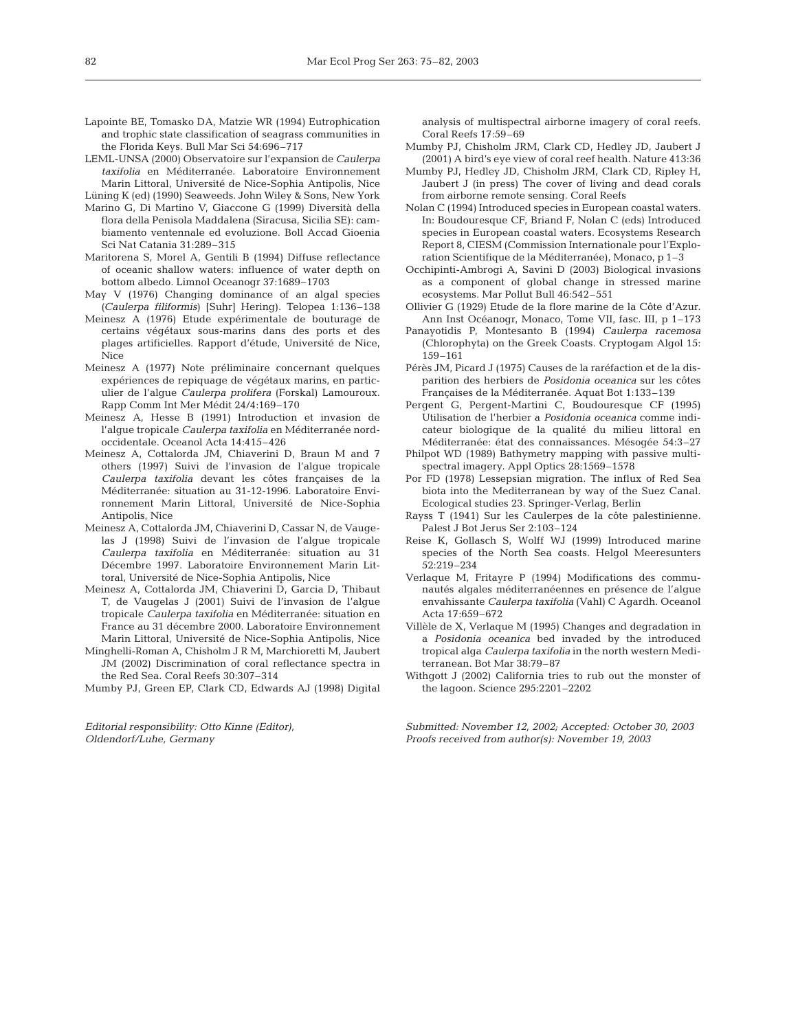Lapointe BE, Tomasko DA, Matzie WR (1994) Eutrophication and trophic state classification of seagrass communities in the Florida Keys. Bull Mar Sci 54:696–717

LEML-UNSA (2000) Observatoire sur l'expansion de *Caulerpa taxifolia* en Méditerranée. Laboratoire Environnement Marin Littoral, Université de Nice-Sophia Antipolis, Nice

Lüning K (ed) (1990) Seaweeds. John Wiley & Sons, New York

Marino G, Di Martino V, Giaccone G (1999) Diversità della flora della Penisola Maddalena (Siracusa, Sicilia SE): cambiamento ventennale ed evoluzione. Boll Accad Gioenia Sci Nat Catania 31:289–315

Maritorena S, Morel A, Gentili B (1994) Diffuse reflectance of oceanic shallow waters: influence of water depth on bottom albedo. Limnol Oceanogr 37:1689–1703

May V (1976) Changing dominance of an algal species (*Caulerpa filiformis*) [Suhr] Hering). Telopea 1:136–138

Meinesz A (1976) Etude expérimentale de bouturage de certains végétaux sous-marins dans des ports et des plages artificielles. Rapport d'étude, Université de Nice, Nice

Meinesz A (1977) Note préliminaire concernant quelques expériences de repiquage de végétaux marins, en particulier de l'algue *Caulerpa prolifera* (Forskal) Lamouroux. Rapp Comm Int Mer Médit 24/4:169–170

Meinesz A, Hesse B (1991) Introduction et invasion de l'algue tropicale *Caulerpa taxifolia* en Méditerranée nord-occidentale. Oceanol Acta 14:415–426

Meinesz A, Cottalorda JM, Chiaverini D, Braun M and 7 others (1997) Suivi de l'invasion de l'algue tropicale *Caulerpa taxifolia* devant les côtes françaises de la Méditerranée: situation au 31-12-1996. Laboratoire Environnement Marin Littoral, Université de Nice-Sophia Antipolis, Nice

Meinesz A, Cottalorda JM, Chiaverini D, Cassar N, de Vaugelas J (1998) Suivi de l'invasion de l'algue tropicale *Caulerpa taxifolia* en Méditerranée: situation au 31 Décembre 1997. Laboratoire Environnement Marin Littoral, Université de Nice-Sophia Antipolis, Nice

Meinesz A, Cottalorda JM, Chiaverini D, Garcia D, Thibaut T, de Vaugelas J (2001) Suivi de l'invasion de l'algue tropicale *Caulerpa taxifolia* en Méditerranée: situation en France au 31 décembre 2000. Laboratoire Environnement Marin Littoral, Université de Nice-Sophia Antipolis, Nice

Minghelli-Roman A, Chisholm J R M, Marchioretti M, Jaubert JM (2002) Discrimination of coral reflectance spectra in the Red Sea. Coral Reefs 30:307–314

Mumby PJ, Green EP, Clark CD, Edwards AJ (1998) Digital analysis of multispectral airborne imagery of coral reefs. Coral Reefs 17:59–69

Mumby PJ, Chisholm JRM, Clark CD, Hedley JD, Jaubert J (2001) A bird's eye view of coral reef health. Nature 413:36

Mumby PJ, Hedley JD, Chisholm JRM, Clark CD, Ripley H, Jaubert J (in press) The cover of living and dead corals from airborne remote sensing. Coral Reefs

Nolan C (1994) Introduced species in European coastal waters. In: Boudouresque CF, Briand F, Nolan C (eds) Introduced species in European coastal waters. Ecosystems Research Report 8, CIESM (Commission Internationale pour l'Exploration Scientifique de la Méditerranée), Monaco, p 1–3

Occhipinti-Ambrogi A, Savini D (2003) Biological invasions as a component of global change in stressed marine ecosystems. Mar Pollut Bull 46:542–551

Ollivier G (1929) Etude de la flore marine de la Côte d'Azur. Ann Inst Océanogr, Monaco, Tome VII, fasc. III, p 1–173

Panayotidis P, Montesanto B (1994) *Caulerpa racemosa* (Chlorophyta) on the Greek Coasts. Cryptogam Algol 15: 159–161

Pérès JM, Picard J (1975) Causes de la raréfaction et de la disparition des herbiers de *Posidonia oceanica* sur les côtes Françaises de la Méditerranée. Aquat Bot 1:133–139

Pergent G, Pergent-Martini C, Boudouresque CF (1995) Utilisation de l'herbier a *Posidonia oceanica* comme indicateur biologique de la qualité du milieu littoral en Méditerranée: état des connaissances. Mésogée 54:3–27

Philpot WD (1989) Bathymetry mapping with passive multispectral imagery. Appl Optics 28:1569–1578

Por FD (1978) Lessepsian migration. The influx of Red Sea biota into the Mediterranean by way of the Suez Canal. Ecological studies 23. Springer-Verlag, Berlin

Rayss T (1941) Sur les Caulerpes de la côte palestinienne. Palest J Bot Jerus Ser 2:103–124

Reise K, Gollasch S, Wolff WJ (1999) Introduced marine species of the North Sea coasts. Helgol Meeresunters 52:219–234

Verlaque M, Fritayre P (1994) Modifications des communautés algales méditerranéennes en présence de l'algue envahissante *Caulerpa taxifolia* (Vahl) C Agardh. Oceanol Acta 17:659–672

Villèle de X, Verlaque M (1995) Changes and degradation in a *Posidonia oceanica* bed invaded by the introduced tropical alga *Caulerpa taxifolia* in the north western Mediterranean. Bot Mar 38:79–87

Withgott J (2002) California tries to rub out the monster of the lagoon. Science 295:2201–2202

*Editorial responsibility: Otto Kinne (Editor), Oldendorf/Luhe, Germany*

*Submitted: November 12, 2002; Accepted: October 30, 2003*
*Proofs received from author(s): November 19, 2003*